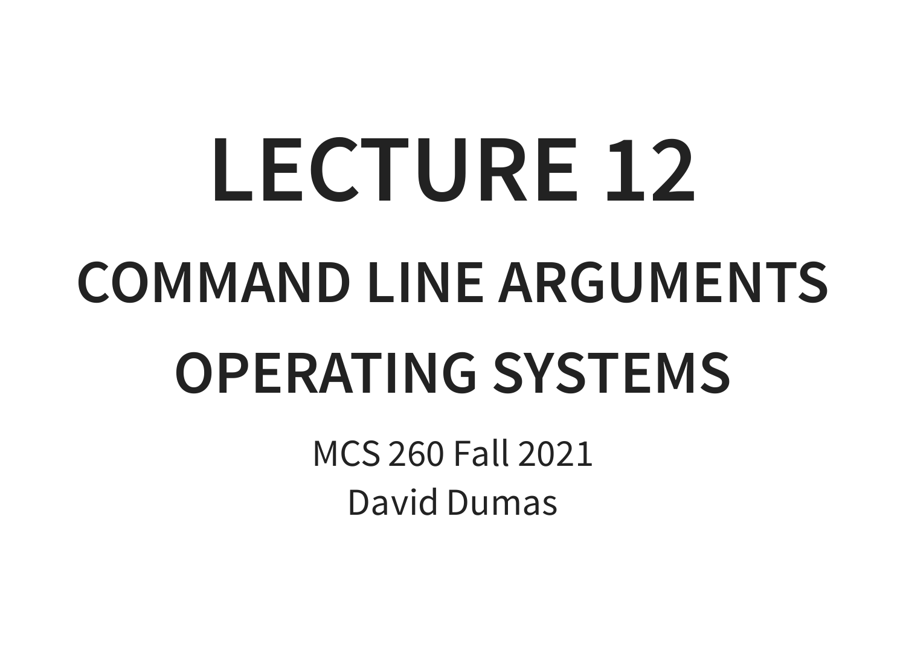# LECTURE 12

## COMMAND LINE ARGUMENTS

## OPERATING SYSTEMS

MCS 260 Fall 2021

David Dumas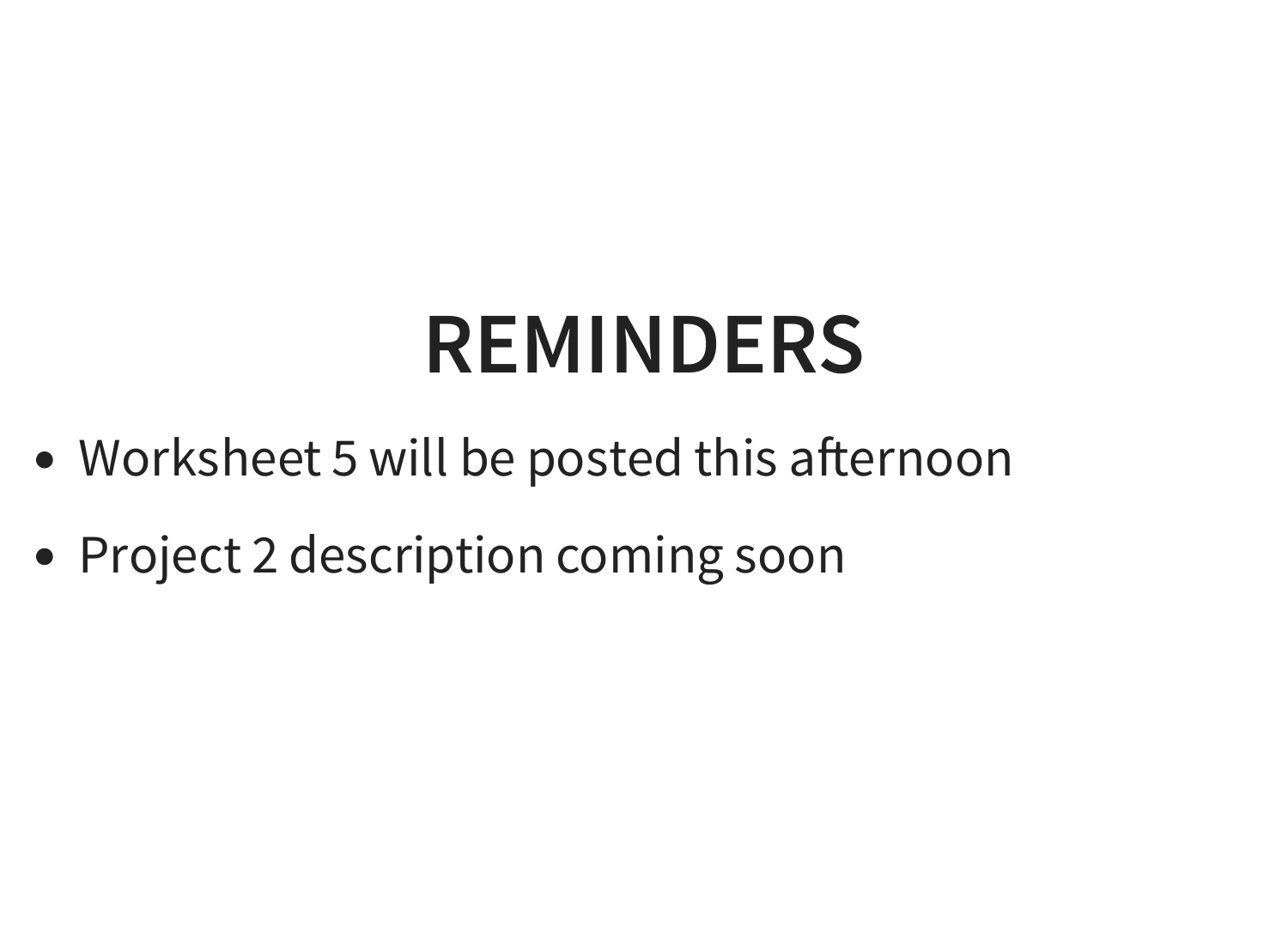# REMINDERS

- Worksheet 5 will be posted this afternoon
- Project 2 description coming soon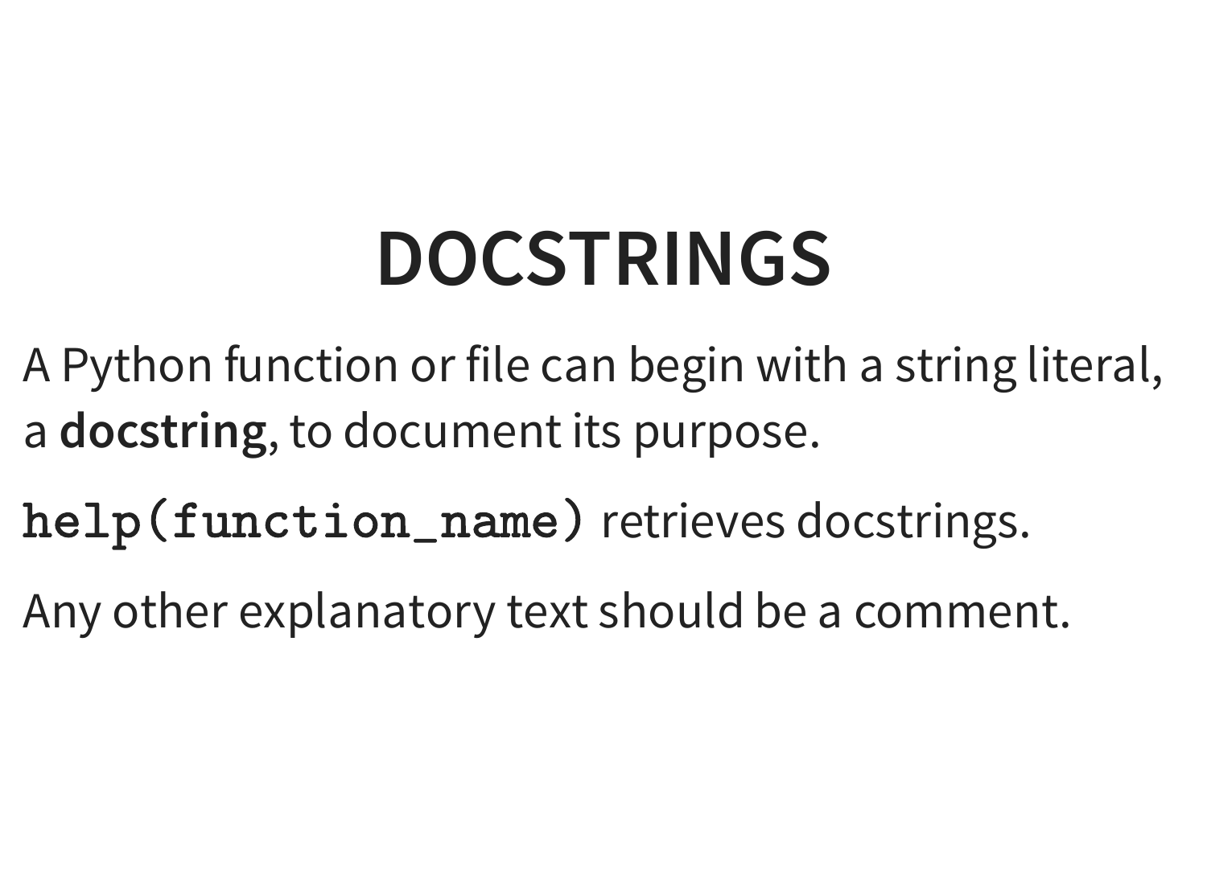# DOCSTRINGS

A Python function or file can begin with a string literal, a **docstring**, to document its purpose.

`help(function_name)` retrieves docstrings.

Any other explanatory text should be a comment.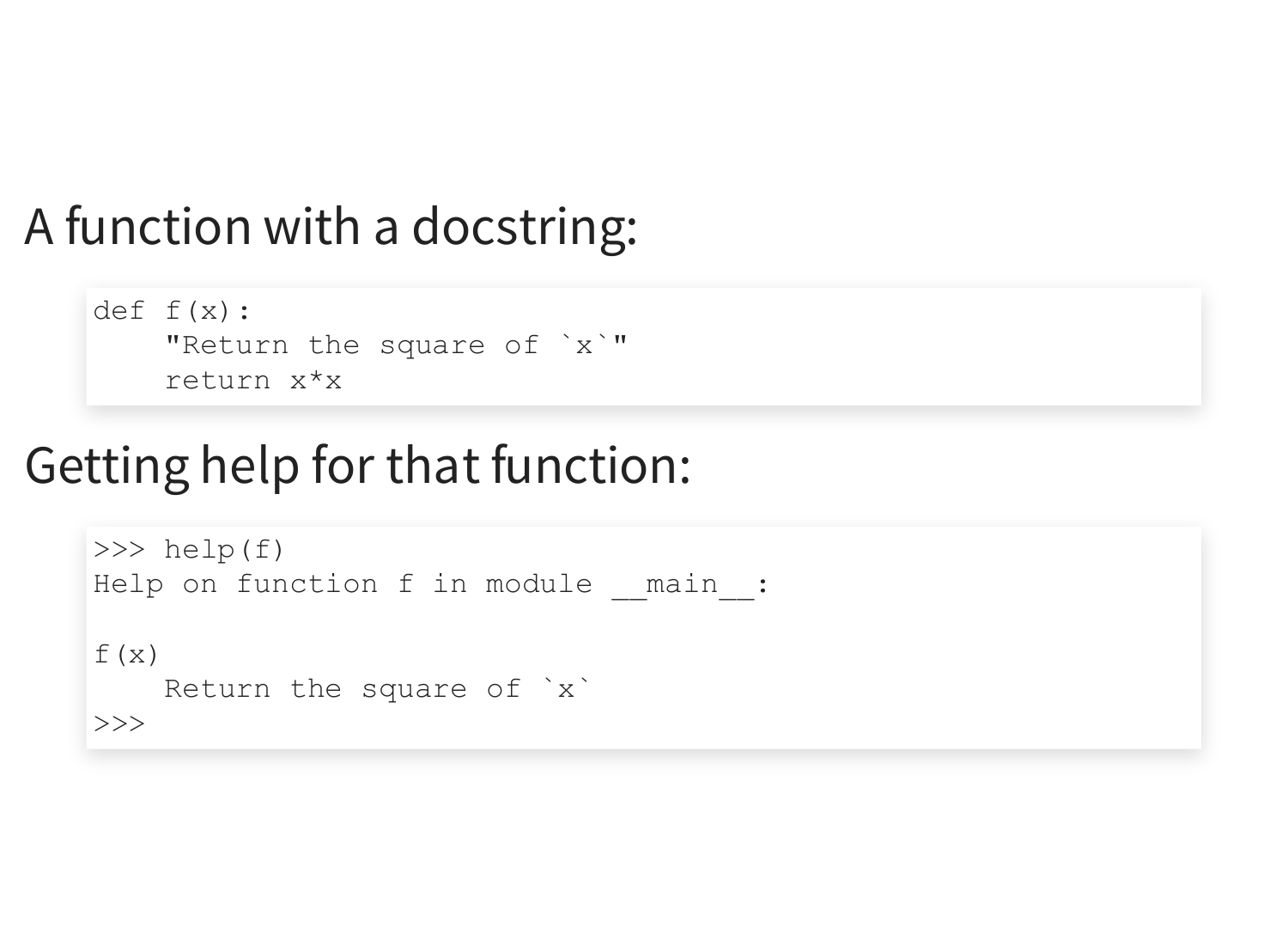## A function with a docstring:

```
def f(x):
    "Return the square of `x`"
    return x*x
```

## Getting help for that function:

```
>>> help(f)
Help on function f in module __main__:

f(x)
    Return the square of `x`
>>>
```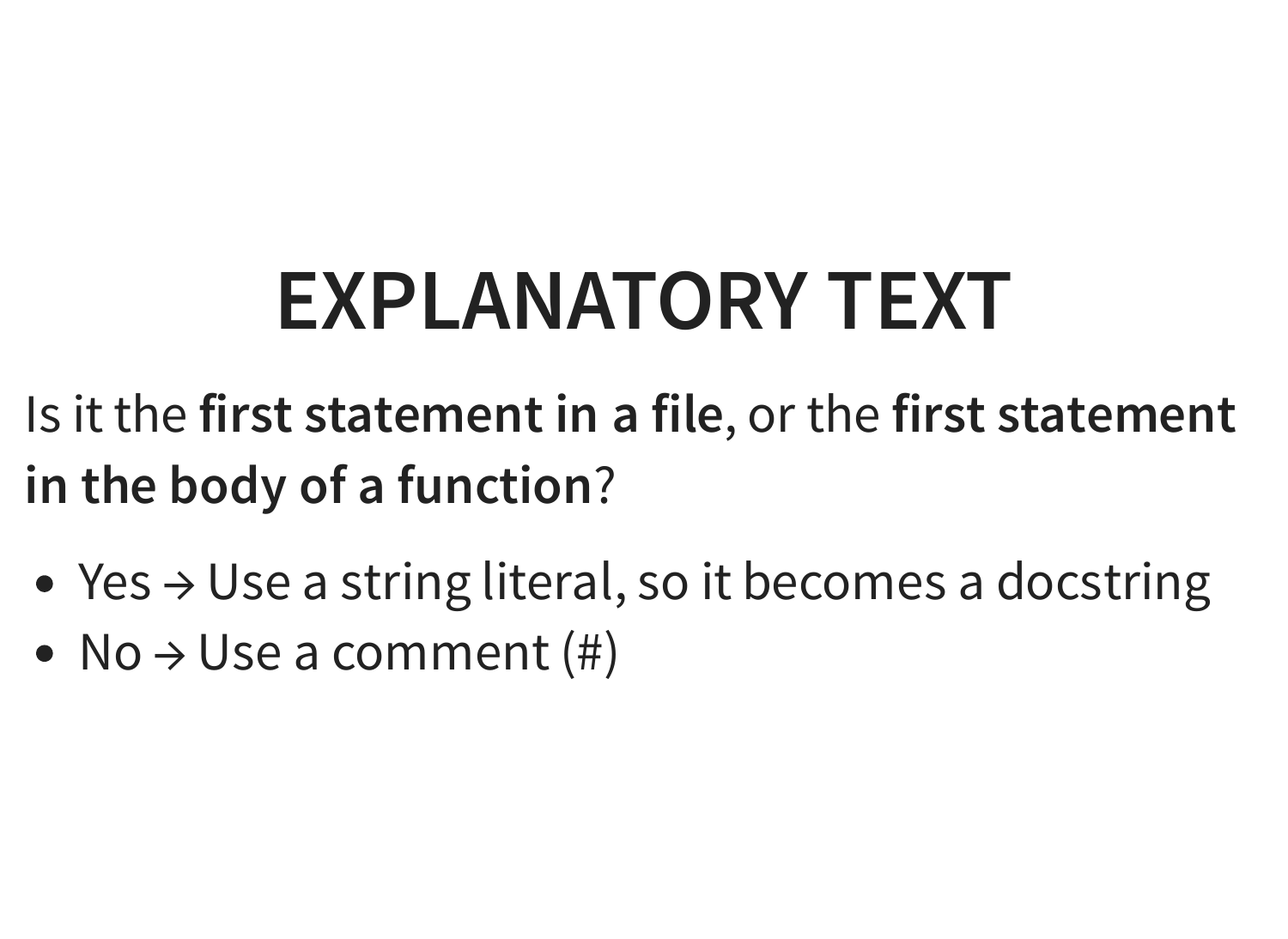# EXPLANATORY TEXT

Is it the **first statement in a file**, or the **first statement in the body of a function**?

- Yes → Use a string literal, so it becomes a docstring
- No → Use a comment (#)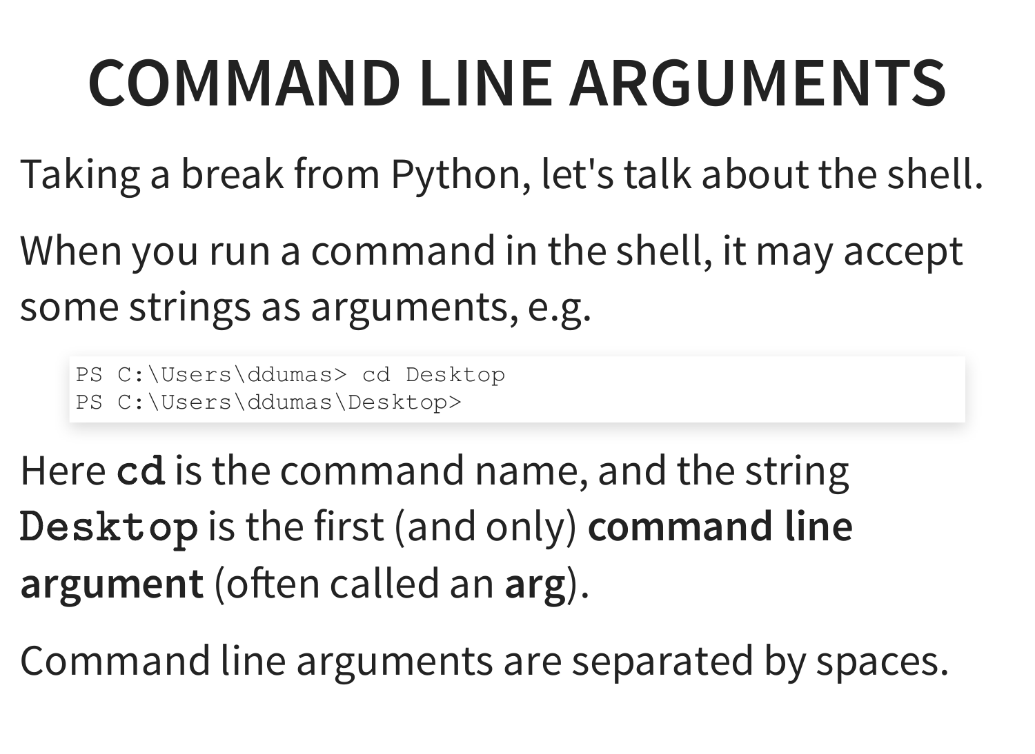# COMMAND LINE ARGUMENTS

Taking a break from Python, let's talk about the shell.

When you run a command in the shell, it may accept some strings as arguments, e.g.

```
PS C:\Users\ddumas> cd Desktop
PS C:\Users\ddumas\Desktop>
```

Here `cd` is the command name, and the string `Desktop` is the first (and only) **command line argument** (often called an **arg**).

Command line arguments are separated by spaces.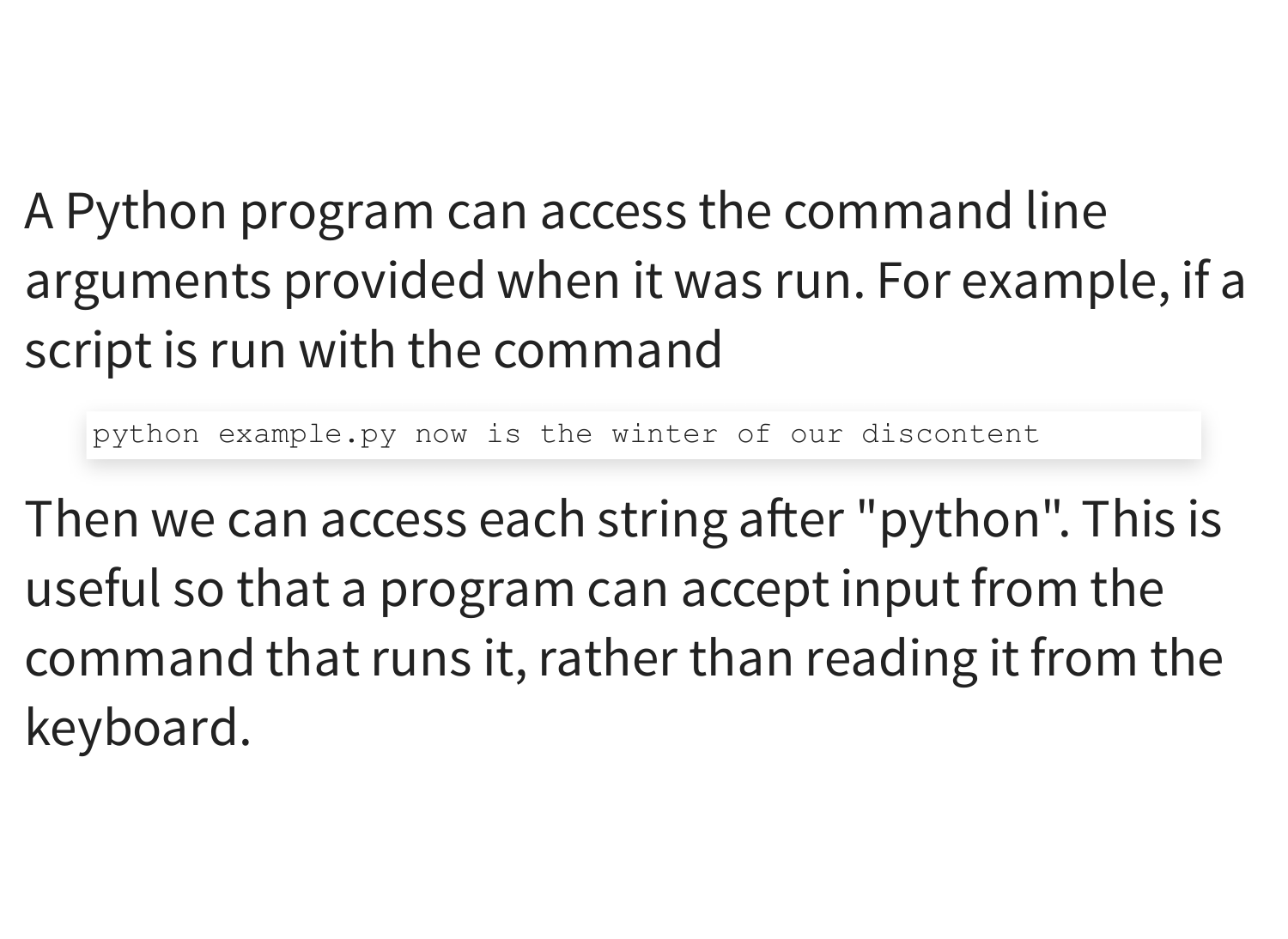A Python program can access the command line arguments provided when it was run. For example, if a script is run with the command

```
python example.py now is the winter of our discontent
```

Then we can access each string after "python". This is useful so that a program can accept input from the command that runs it, rather than reading it from the keyboard.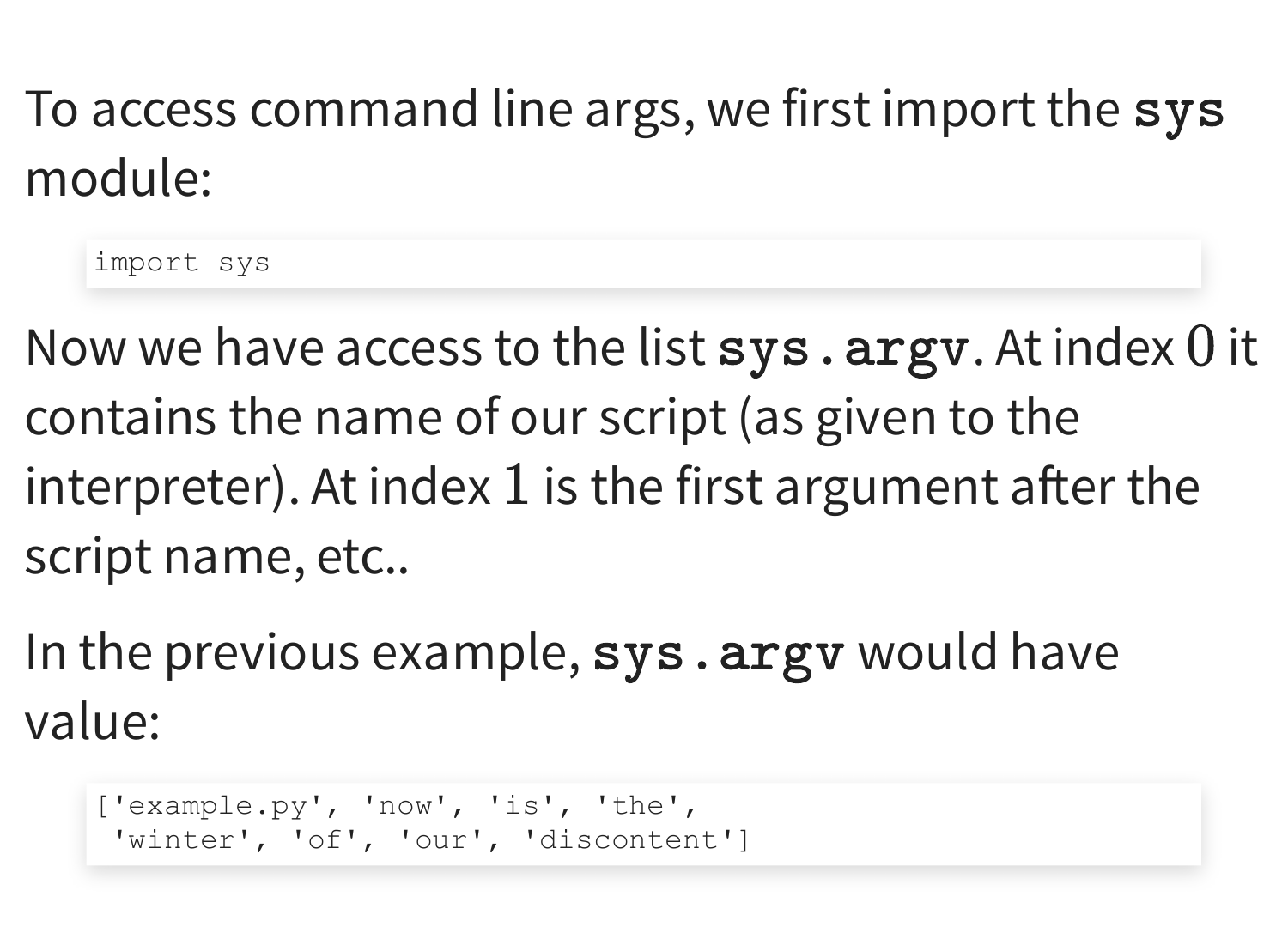To access command line args, we first import the `sys` module:

```
import sys
```

Now we have access to the list `sys.argv`. At index $0$ it contains the name of our script (as given to the interpreter). At index $1$ is the first argument after the script name, etc..

In the previous example, `sys.argv` would have value:

```
['example.py', 'now', 'is', 'the',
 'winter', 'of', 'our', 'discontent']
```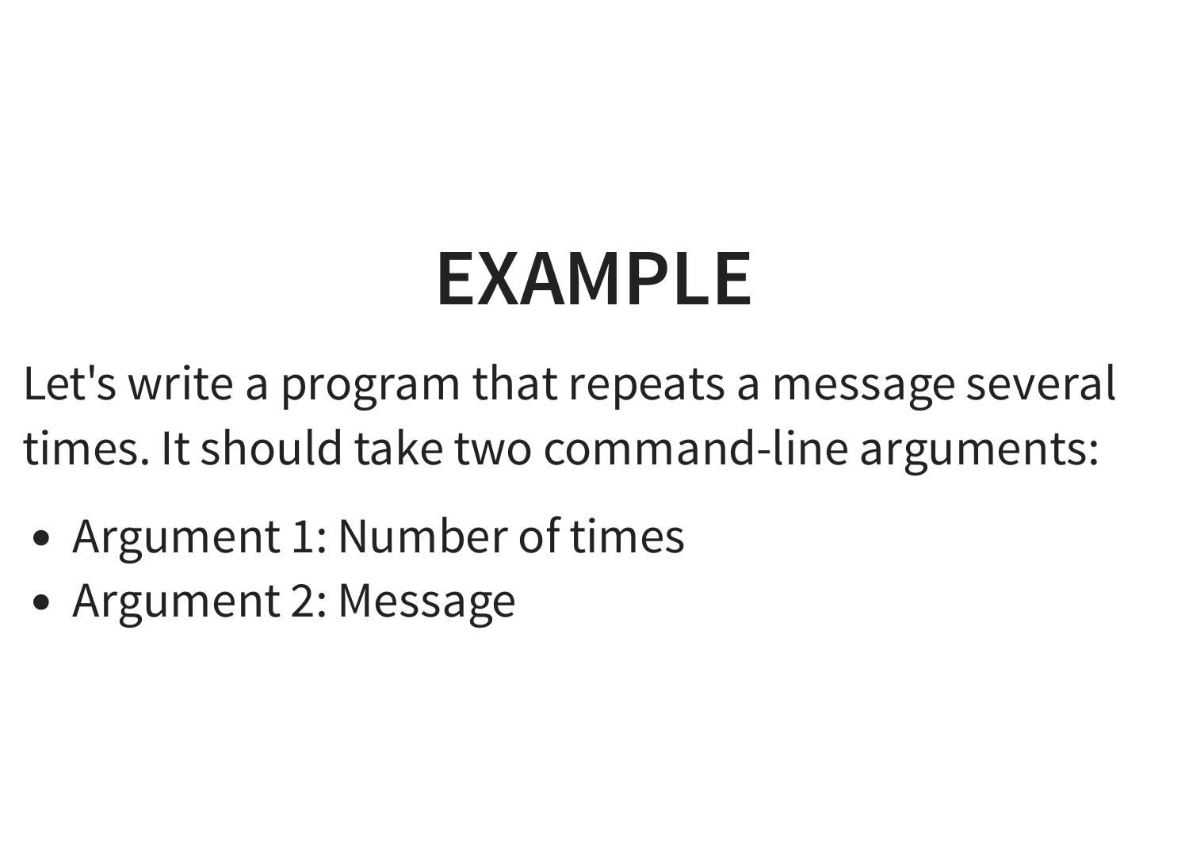# EXAMPLE

Let's write a program that repeats a message several times. It should take two command-line arguments:

- Argument 1: Number of times
- Argument 2: Message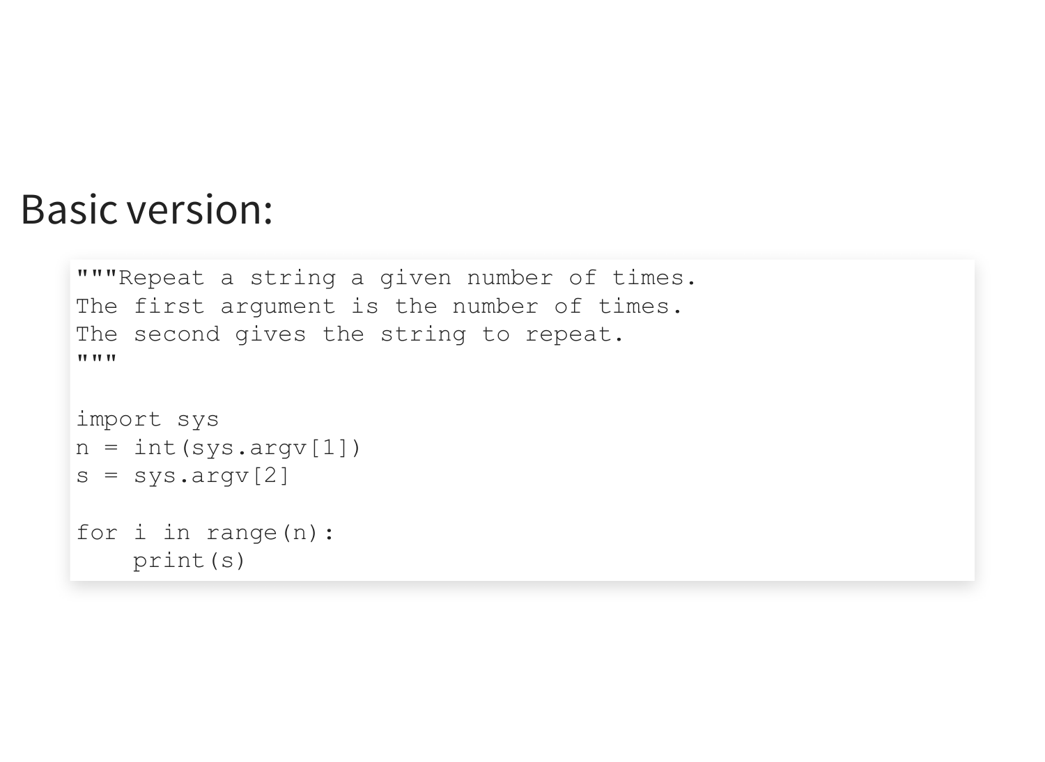# Basic version:

```
"""Repeat a string a given number of times.
The first argument is the number of times.
The second gives the string to repeat.
"""

import sys
n = int(sys.argv[1])
s = sys.argv[2]

for i in range(n):
    print(s)
```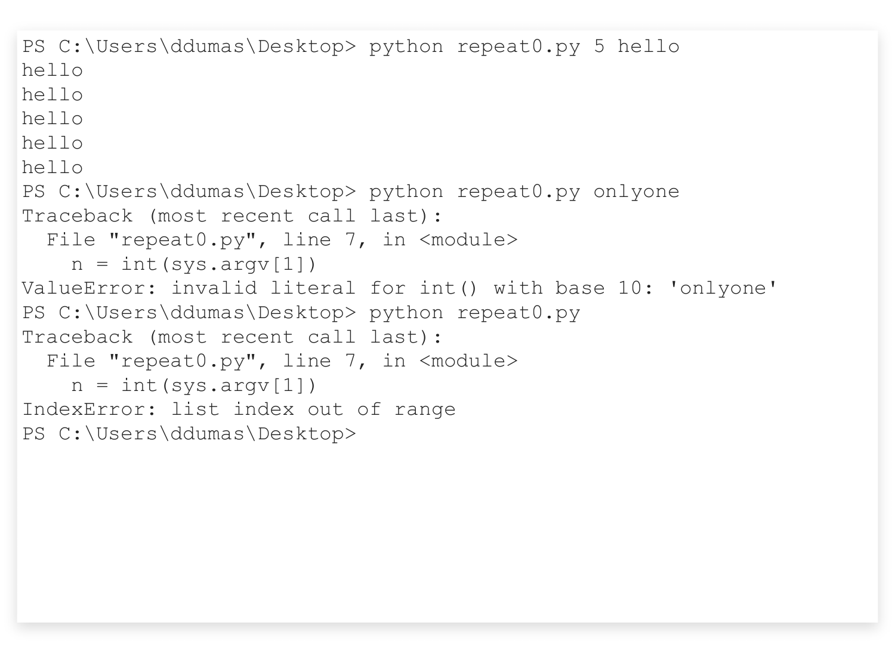```
PS C:\Users\ddumas\Desktop> python repeat0.py 5 hello
hello
hello
hello
hello
hello
PS C:\Users\ddumas\Desktop> python repeat0.py onlyone
Traceback (most recent call last):
  File "repeat0.py", line 7, in <module>
    n = int(sys.argv[1])
ValueError: invalid literal for int() with base 10: 'onlyone'
PS C:\Users\ddumas\Desktop> python repeat0.py
Traceback (most recent call last):
  File "repeat0.py", line 7, in <module>
    n = int(sys.argv[1])
IndexError: list index out of range
PS C:\Users\ddumas\Desktop>
```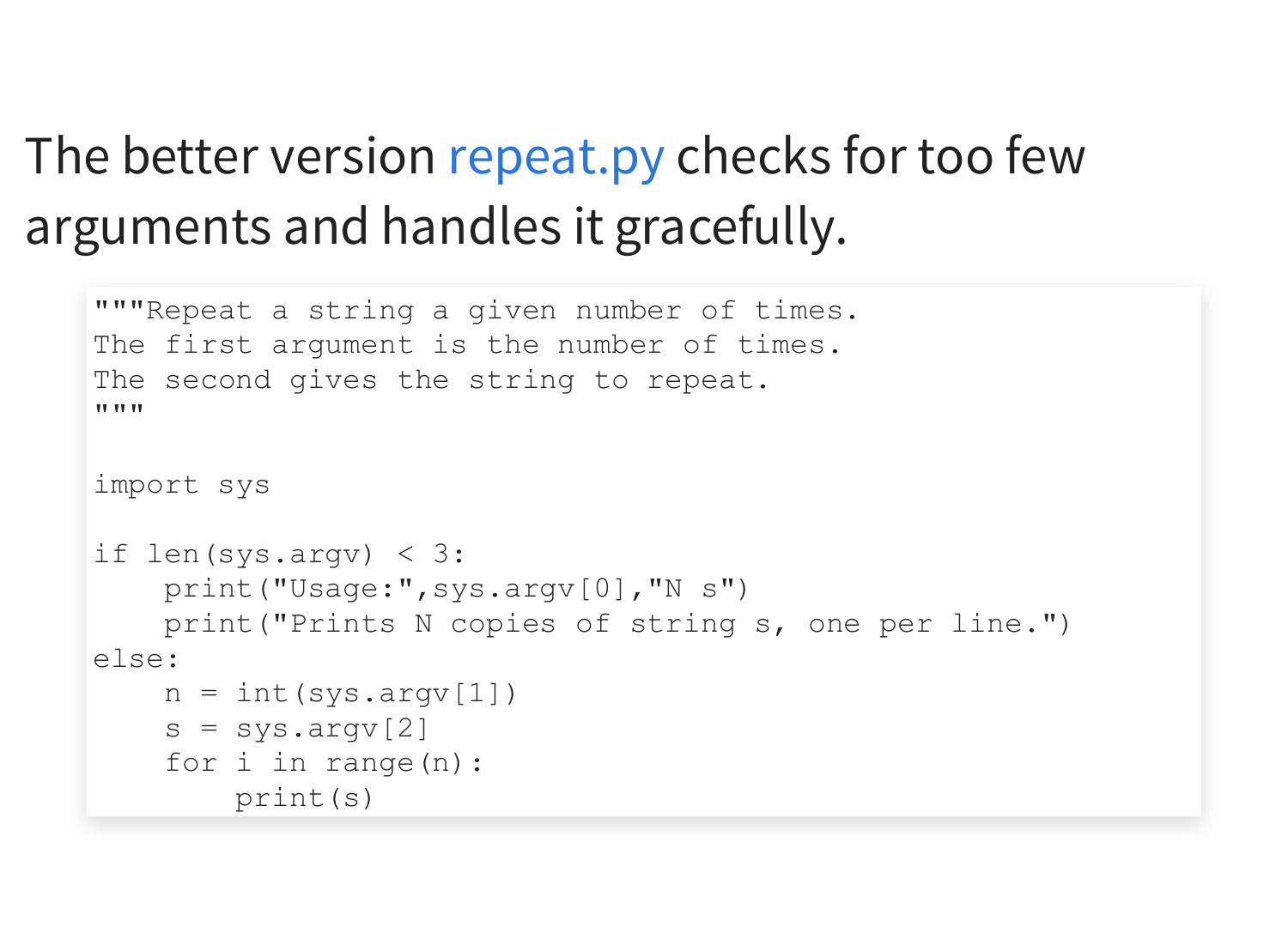The better version repeat.py checks for too few arguments and handles it gracefully.

```
"""Repeat a string a given number of times.
The first argument is the number of times.
The second gives the string to repeat.
"""

import sys

if len(sys.argv) < 3:
    print("Usage:",sys.argv[0],"N s")
    print("Prints N copies of string s, one per line.")
else:
    n = int(sys.argv[1])
    s = sys.argv[2]
    for i in range(n):
        print(s)
```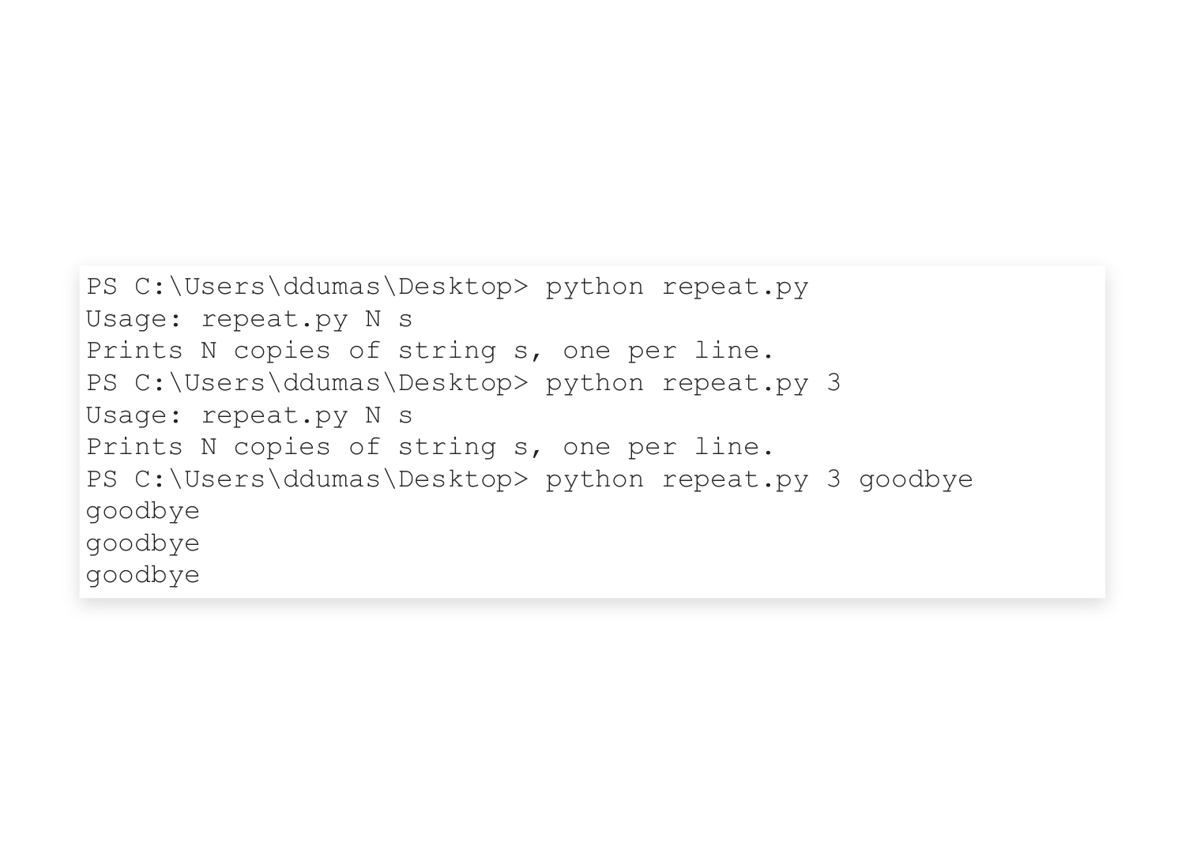```
PS C:\Users\ddumas\Desktop> python repeat.py
Usage: repeat.py N s
Prints N copies of string s, one per line.
PS C:\Users\ddumas\Desktop> python repeat.py 3
Usage: repeat.py N s
Prints N copies of string s, one per line.
PS C:\Users\ddumas\Desktop> python repeat.py 3 goodbye
goodbye
goodbye
goodbye
```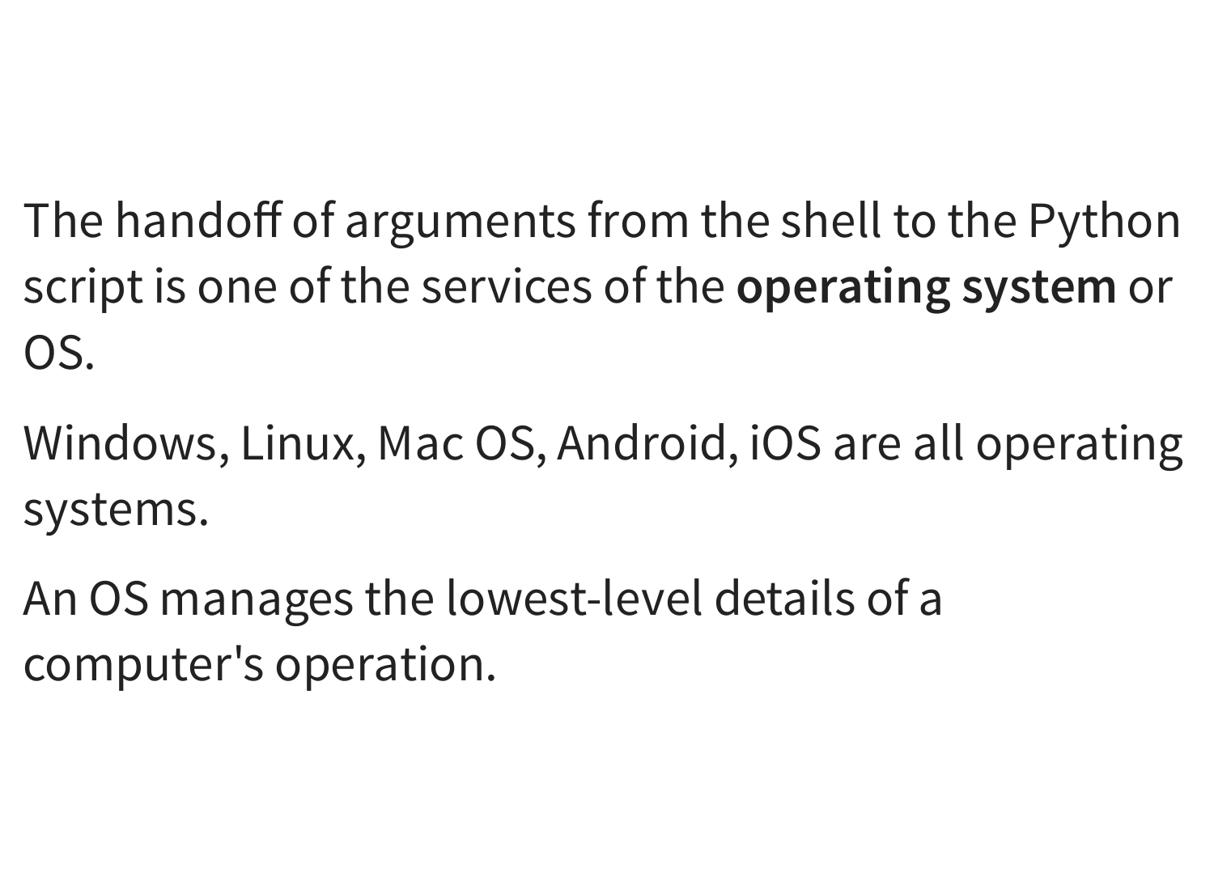The handoff of arguments from the shell to the Python script is one of the services of the **operating system** or OS.

Windows, Linux, Mac OS, Android, iOS are all operating systems.

An OS manages the lowest-level details of a computer's operation.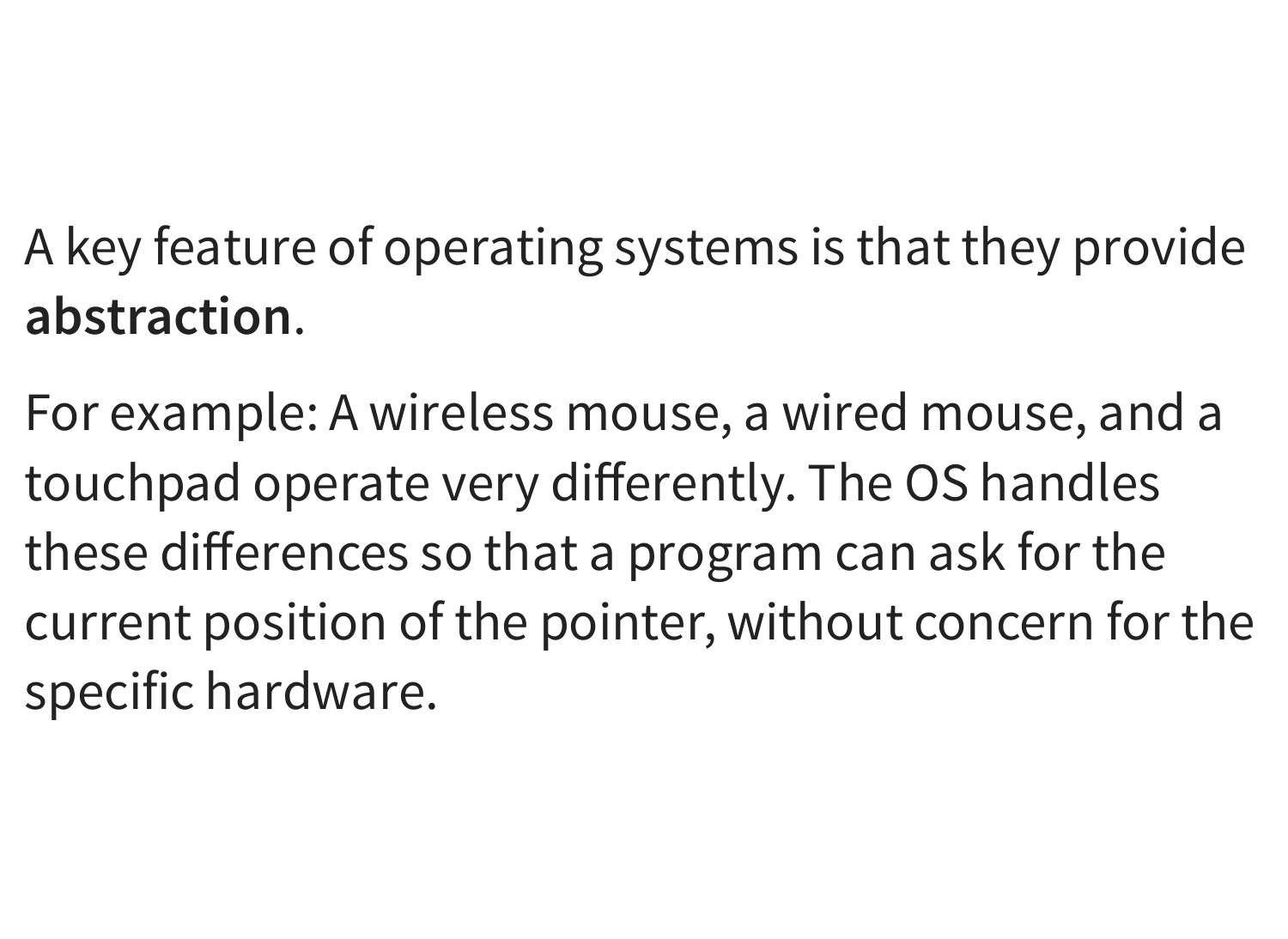A key feature of operating systems is that they provide **abstraction**.

For example: A wireless mouse, a wired mouse, and a touchpad operate very differently. The OS handles these differences so that a program can ask for the current position of the pointer, without concern for the specific hardware.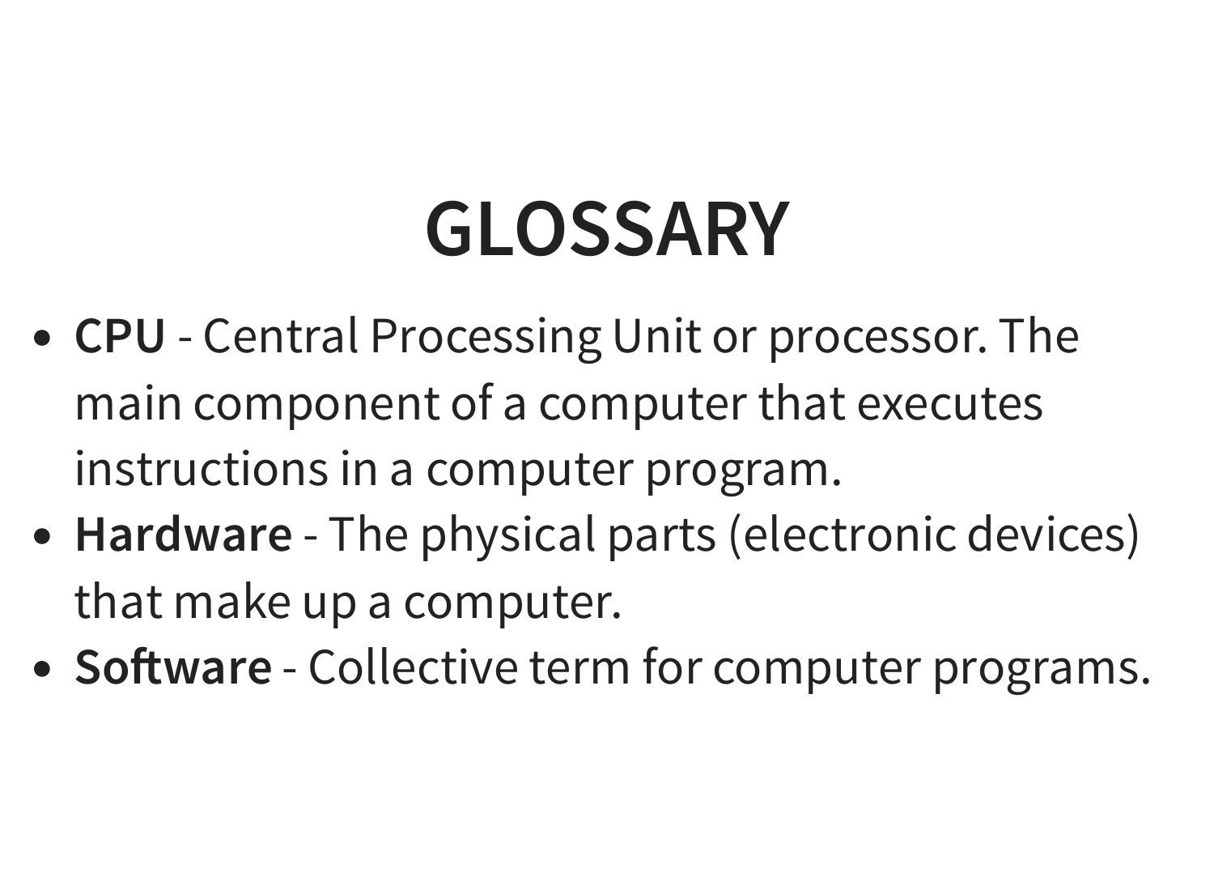# GLOSSARY

- **CPU** - Central Processing Unit or processor. The main component of a computer that executes instructions in a computer program.
- **Hardware** - The physical parts (electronic devices) that make up a computer.
- **Software** - Collective term for computer programs.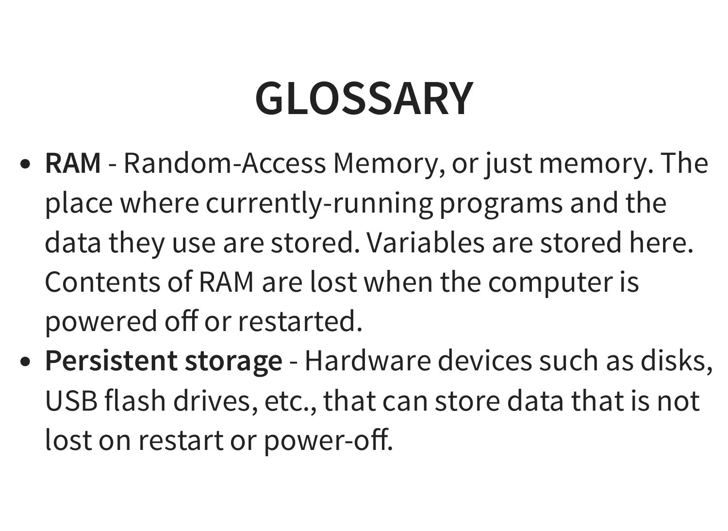# GLOSSARY

- **RAM** - Random-Access Memory, or just memory. The place where currently-running programs and the data they use are stored. Variables are stored here. Contents of RAM are lost when the computer is powered off or restarted.
- **Persistent storage** - Hardware devices such as disks, USB flash drives, etc., that can store data that is not lost on restart or power-off.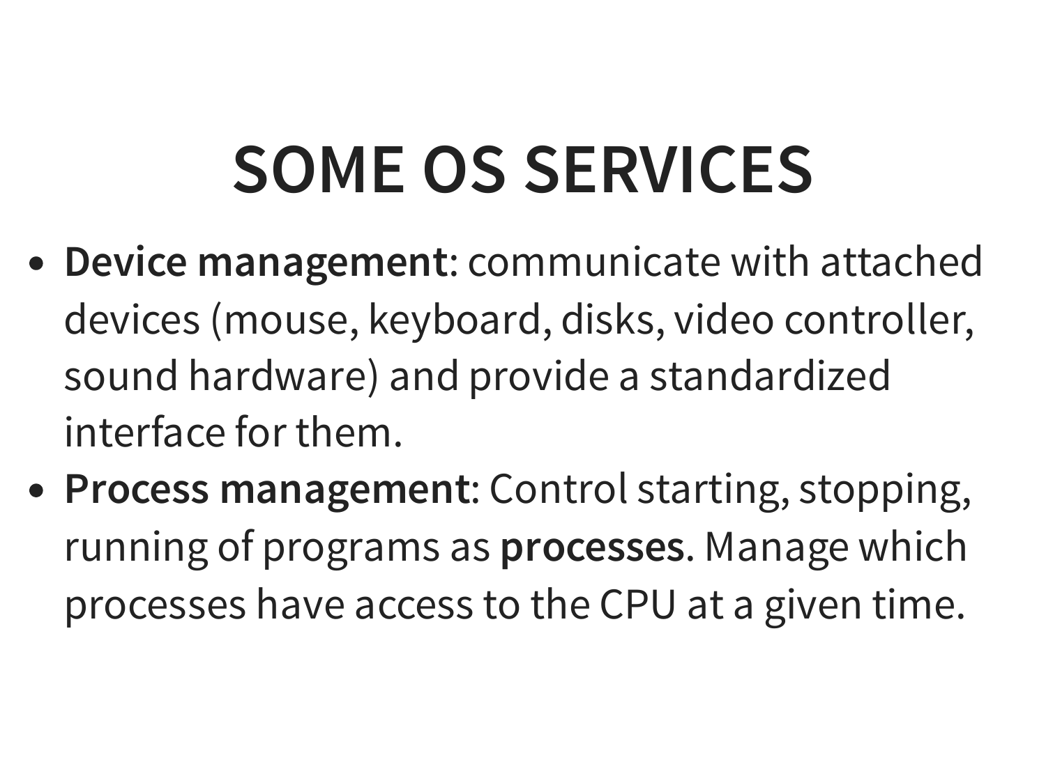# SOME OS SERVICES

- **Device management**: communicate with attached devices (mouse, keyboard, disks, video controller, sound hardware) and provide a standardized interface for them.
- **Process management**: Control starting, stopping, running of programs as **processes**. Manage which processes have access to the CPU at a given time.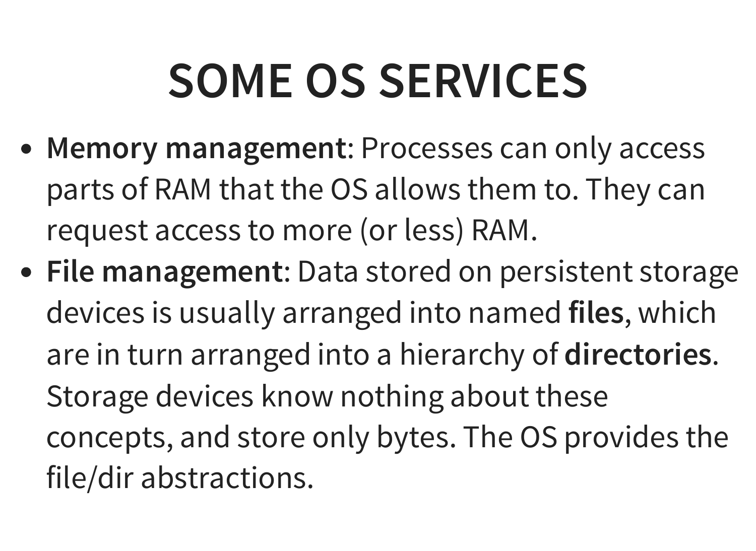# SOME OS SERVICES

- **Memory management**: Processes can only access parts of RAM that the OS allows them to. They can request access to more (or less) RAM.
- **File management**: Data stored on persistent storage devices is usually arranged into named **files**, which are in turn arranged into a hierarchy of **directories**. Storage devices know nothing about these concepts, and store only bytes. The OS provides the file/dir abstractions.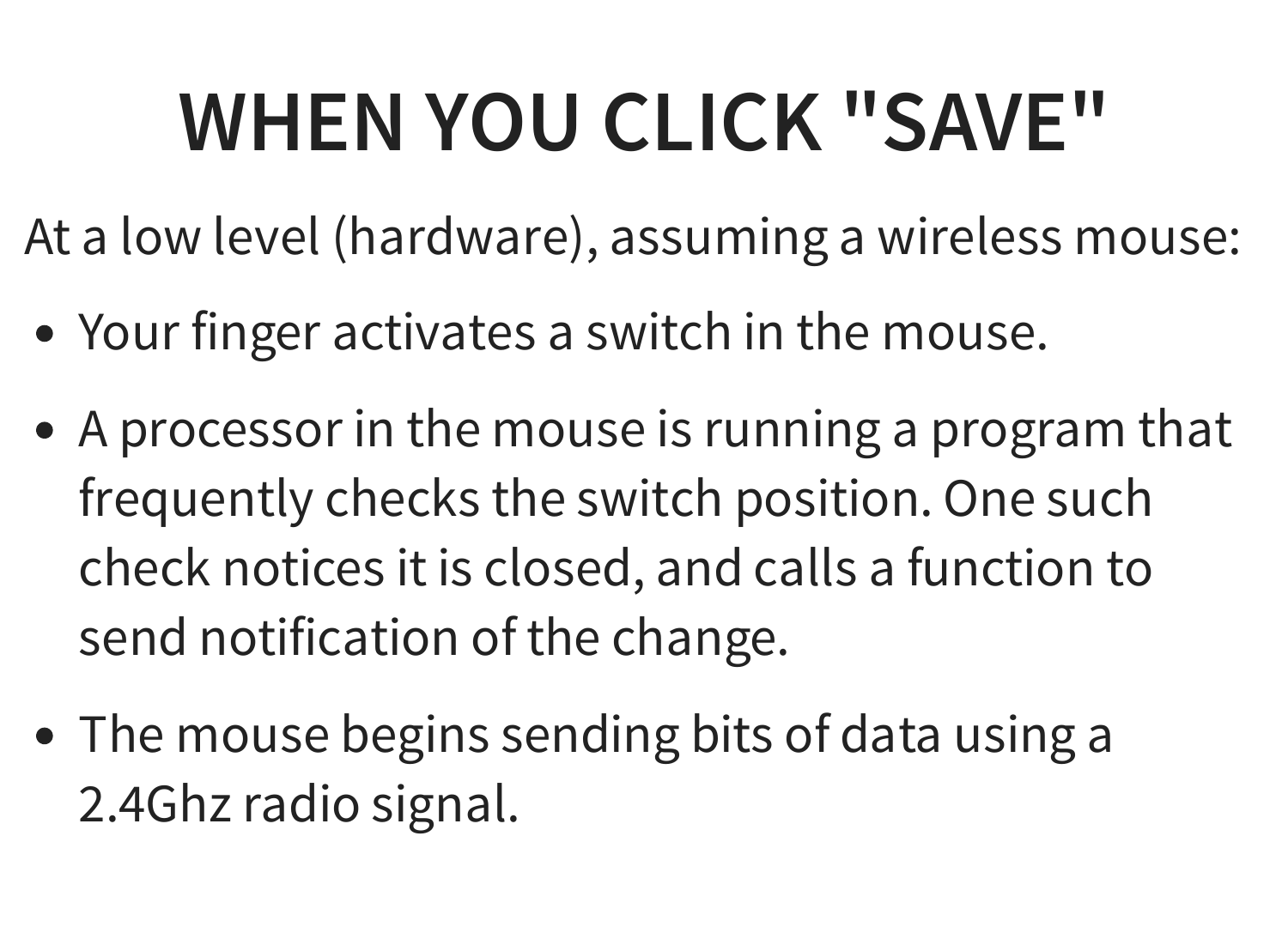# WHEN YOU CLICK "SAVE"

At a low level (hardware), assuming a wireless mouse:

- Your finger activates a switch in the mouse.
- A processor in the mouse is running a program that frequently checks the switch position. One such check notices it is closed, and calls a function to send notification of the change.
- The mouse begins sending bits of data using a 2.4Ghz radio signal.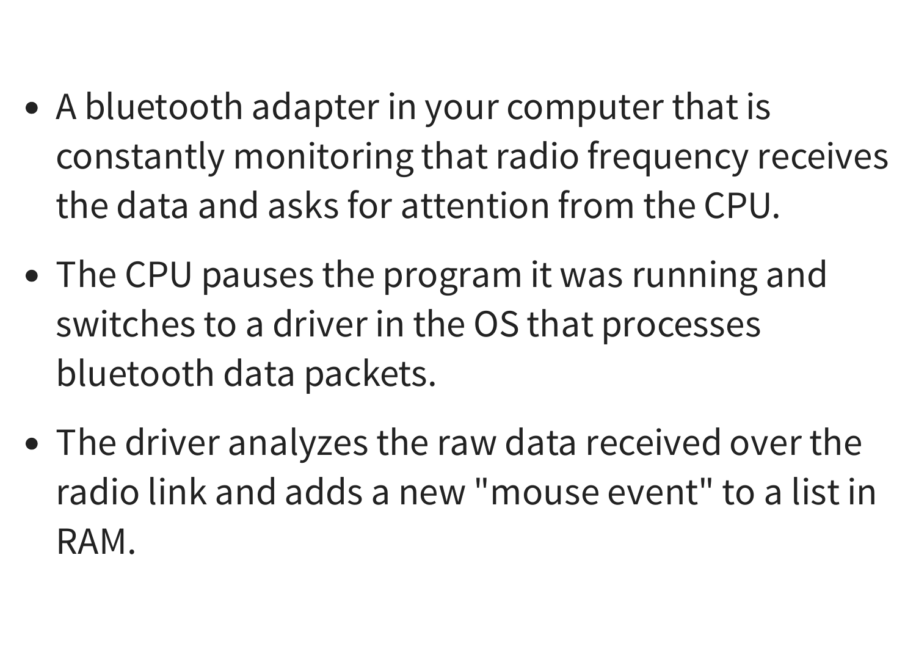- A bluetooth adapter in your computer that is constantly monitoring that radio frequency receives the data and asks for attention from the CPU.
- The CPU pauses the program it was running and switches to a driver in the OS that processes bluetooth data packets.
- The driver analyzes the raw data received over the radio link and adds a new "mouse event" to a list in RAM.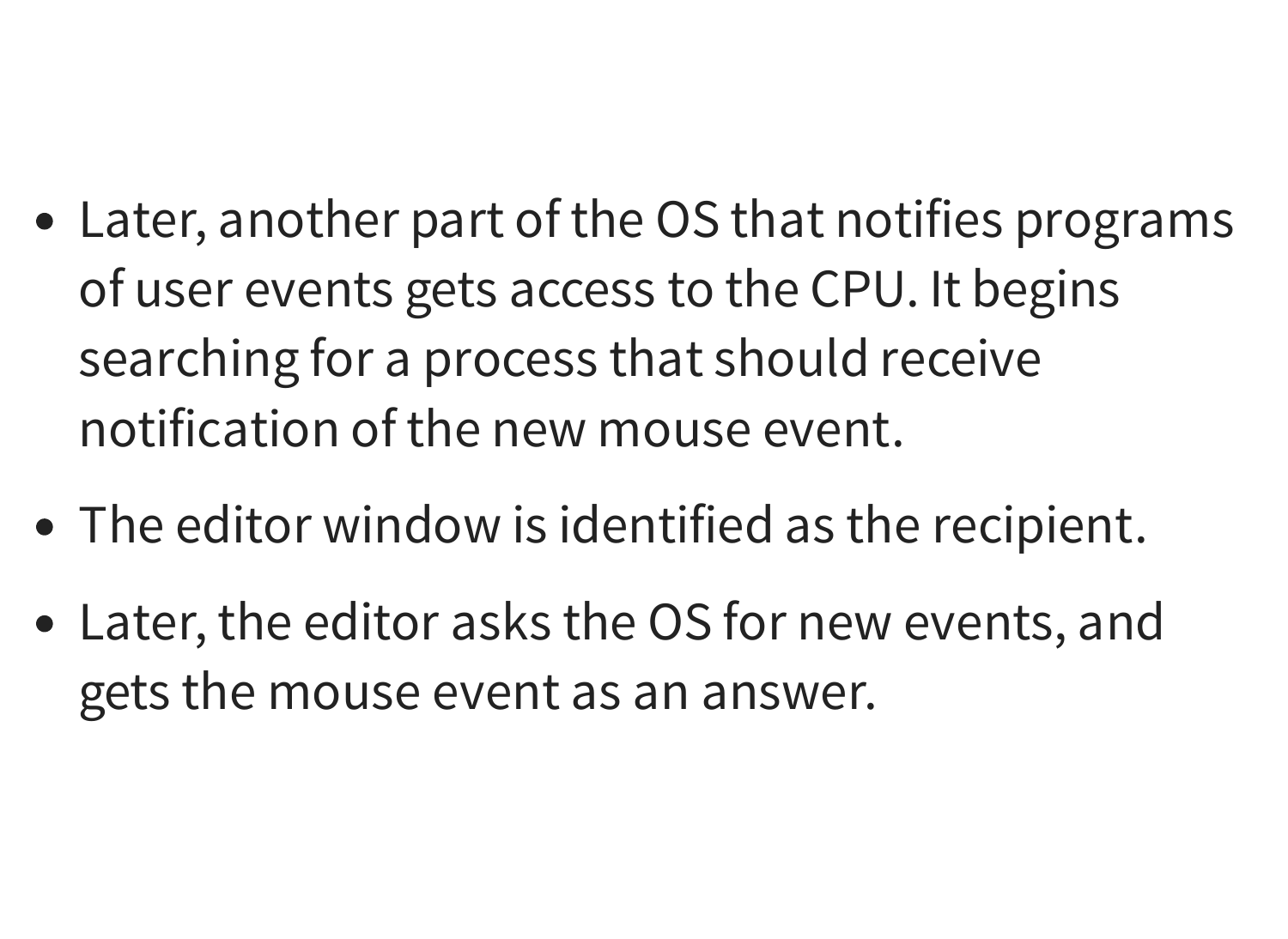- Later, another part of the OS that notifies programs of user events gets access to the CPU. It begins searching for a process that should receive notification of the new mouse event.
- The editor window is identified as the recipient.
- Later, the editor asks the OS for new events, and gets the mouse event as an answer.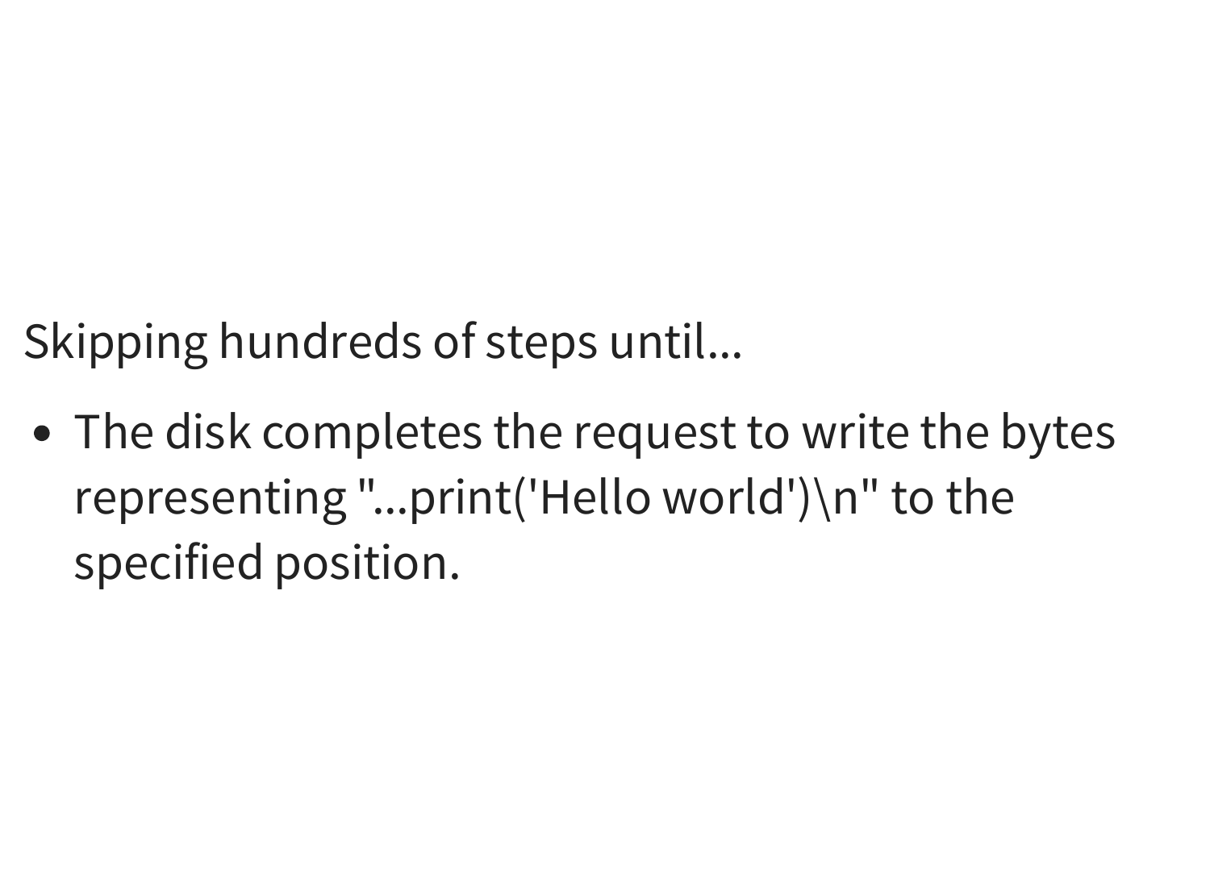Skipping hundreds of steps until...

- The disk completes the request to write the bytes representing "...print('Hello world')\n" to the specified position.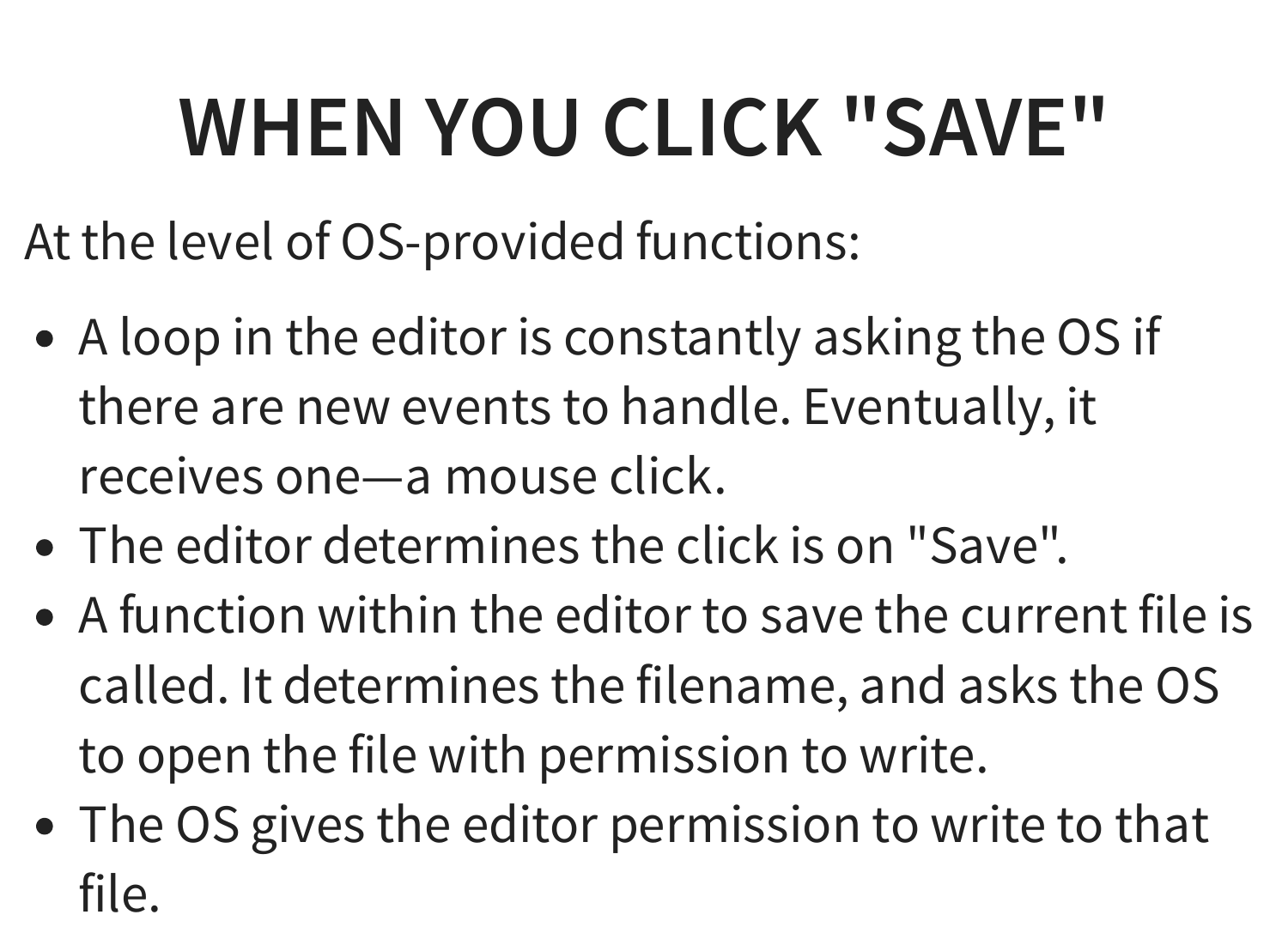# WHEN YOU CLICK "SAVE"

At the level of OS-provided functions:

- A loop in the editor is constantly asking the OS if there are new events to handle. Eventually, it receives one—a mouse click.
- The editor determines the click is on "Save".
- A function within the editor to save the current file is called. It determines the filename, and asks the OS to open the file with permission to write.
- The OS gives the editor permission to write to that file.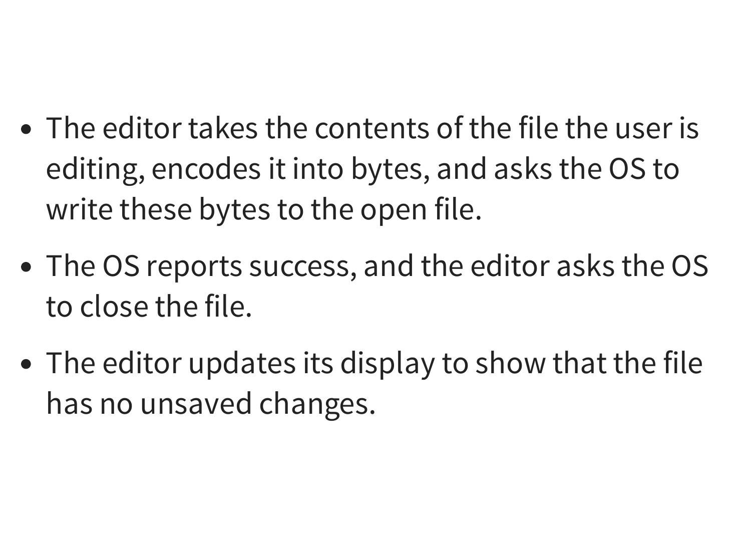- The editor takes the contents of the file the user is editing, encodes it into bytes, and asks the OS to write these bytes to the open file.
- The OS reports success, and the editor asks the OS to close the file.
- The editor updates its display to show that the file has no unsaved changes.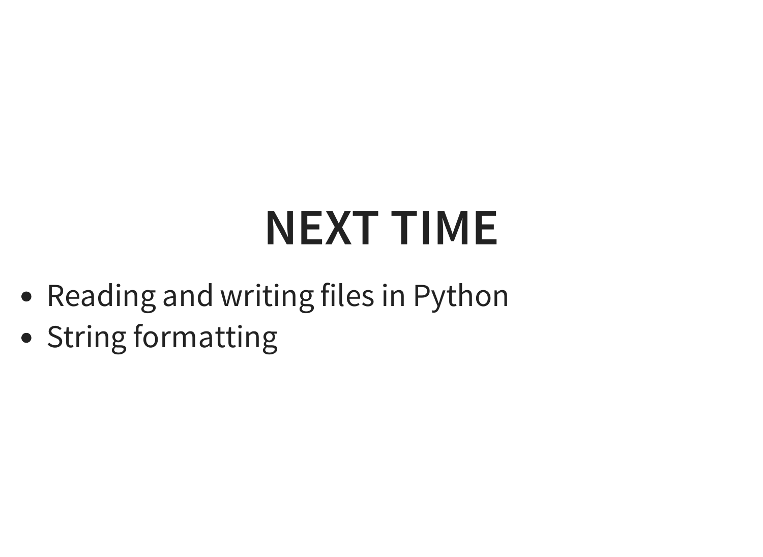# NEXT TIME

- Reading and writing files in Python
- String formatting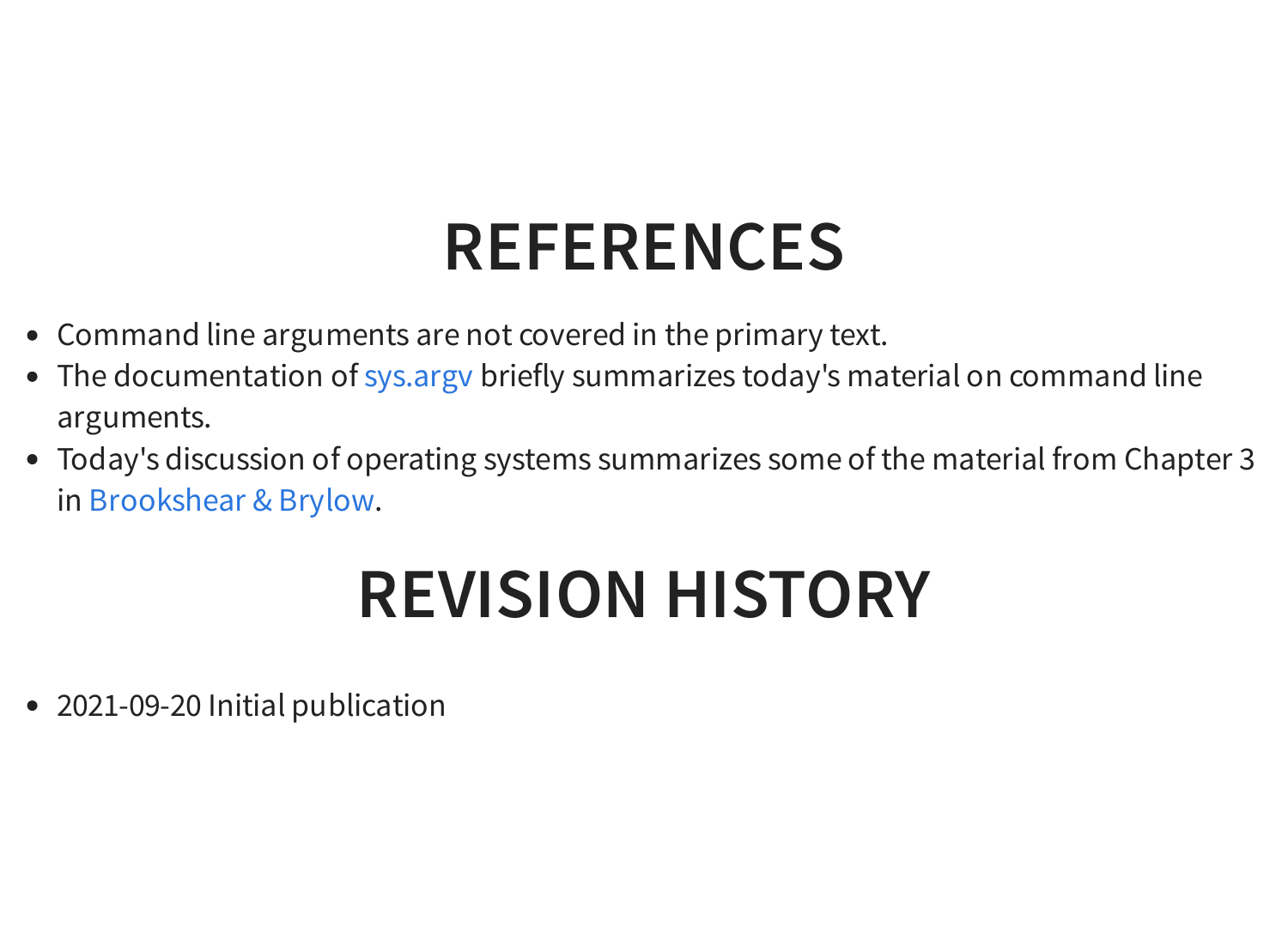# REFERENCES

- Command line arguments are not covered in the primary text.
- The documentation of sys.argv briefly summarizes today's material on command line arguments.
- Today's discussion of operating systems summarizes some of the material from Chapter 3 in Brookshear & Brylow.

# REVISION HISTORY

- 2021-09-20 Initial publication